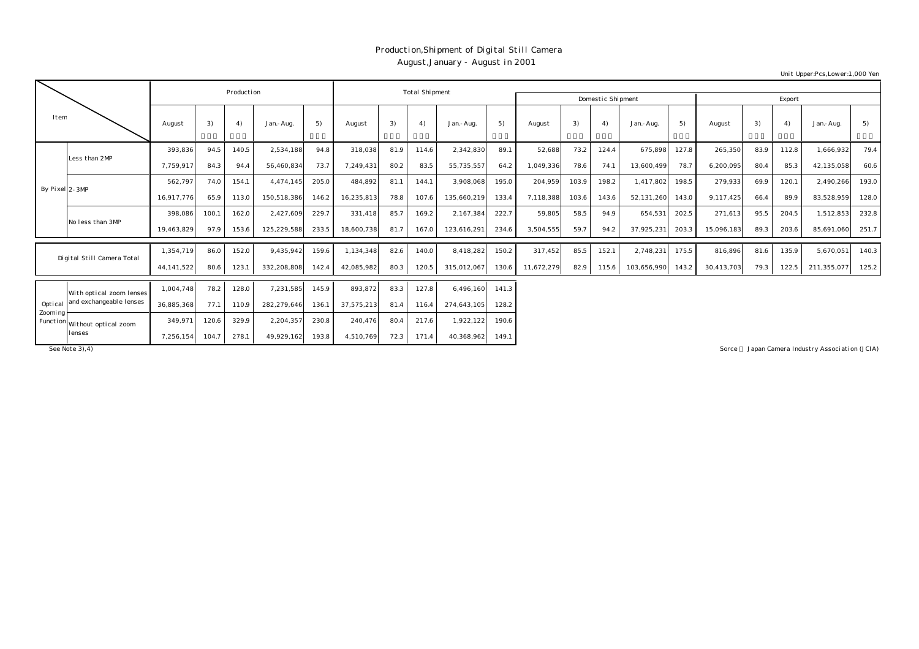# Production,Shipment of Digital Still Camera

August,January - August in 2001

Unit Upper:Pcs,Lower:1,000 Yen

| Item | | Production | | | | | Total Shipment | | | | | Domestic Shipment | | | | | Export | | | | |
|---|---|---|---|---|---|---|---|---|---|---|---|---|---|---|---|---|---|---|---|---|---|
| | | August | 3) | 4) | Jan.-Aug. | 5) | August | 3) | 4) | Jan.-Aug. | 5) | August | 3) | 4) | Jan.-Aug. | 5) | August | 3) | 4) | Jan.-Aug. | 5) |
| By Pixel | Less than 2MP | 393,836 | 94.5 | 140.5 | 2,534,188 | 94.8 | 318,038 | 81.9 | 114.6 | 2,342,830 | 89.1 | 52,688 | 73.2 | 124.4 | 675,898 | 127.8 | 265,350 | 83.9 | 112.8 | 1,666,932 | 79.4 |
| | | 7,759,917 | 84.3 | 94.4 | 56,460,834 | 73.7 | 7,249,431 | 80.2 | 83.5 | 55,735,557 | 64.2 | 1,049,336 | 78.6 | 74.1 | 13,600,499 | 78.7 | 6,200,095 | 80.4 | 85.3 | 42,135,058 | 60.6 |
| | 2-3MP | 562,797 | 74.0 | 154.1 | 4,474,145 | 205.0 | 484,892 | 81.1 | 144.1 | 3,908,068 | 195.0 | 204,959 | 103.9 | 198.2 | 1,417,802 | 198.5 | 279,933 | 69.9 | 120.1 | 2,490,266 | 193.0 |
| | | 16,917,776 | 65.9 | 113.0 | 150,518,386 | 146.2 | 16,235,813 | 78.8 | 107.6 | 135,660,219 | 133.4 | 7,118,388 | 103.6 | 143.6 | 52,131,260 | 143.0 | 9,117,425 | 66.4 | 89.9 | 83,528,959 | 128.0 |
| | No less than 3MP | 398,086 | 100.1 | 162.0 | 2,427,609 | 229.7 | 331,418 | 85.7 | 169.2 | 2,167,384 | 222.7 | 59,805 | 58.5 | 94.9 | 654,531 | 202.5 | 271,613 | 95.5 | 204.5 | 1,512,853 | 232.8 |
| | | 19,463,829 | 97.9 | 153.6 | 125,229,588 | 233.5 | 18,600,738 | 81.7 | 167.0 | 123,616,291 | 234.6 | 3,504,555 | 59.7 | 94.2 | 37,925,231 | 203.3 | 15,096,183 | 89.3 | 203.6 | 85,691,060 | 251.7 |
| Digital Still Camera Total | | 1,354,719 | 86.0 | 152.0 | 9,435,942 | 159.6 | 1,134,348 | 82.6 | 140.0 | 8,418,282 | 150.2 | 317,452 | 85.5 | 152.1 | 2,748,231 | 175.5 | 816,896 | 81.6 | 135.9 | 5,670,051 | 140.3 |
| | | 44,141,522 | 80.6 | 123.1 | 332,208,808 | 142.4 | 42,085,982 | 80.3 | 120.5 | 315,012,067 | 130.6 | 11,672,279 | 82.9 | 115.6 | 103,656,990 | 143.2 | 30,413,703 | 79.3 | 122.5 | 211,355,077 | 125.2 |
| Optical Zooming Function | With optical zoom lenses and exchangeable lenses | 1,004,748 | 78.2 | 128.0 | 7,231,585 | 145.9 | 893,872 | 83.3 | 127.8 | 6,496,160 | 141.3 | | | | | | | | | | |
| | | 36,885,368 | 77.1 | 110.9 | 282,279,646 | 136.1 | 37,575,213 | 81.4 | 116.4 | 274,643,105 | 128.2 | | | | | | | | | | |
| | Without optical zoom lenses | 349,971 | 120.6 | 329.9 | 2,204,357 | 230.8 | 240,476 | 80.4 | 217.6 | 1,922,122 | 190.6 | | | | | | | | | | |
| | | 7,256,154 | 104.7 | 278.1 | 49,929,162 | 193.8 | 4,510,769 | 72.3 | 171.4 | 40,368,962 | 149.1 | | | | | | | | | | |

See Note 3),4)

Sorce : Japan Camera Industry Association (JCIA)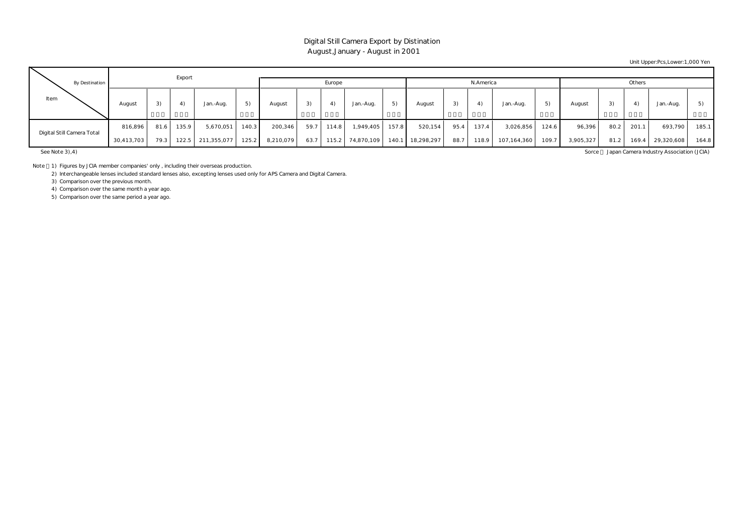# Digital Still Camera Export by Distination

August,January - August in 2001

Unit Upper:Pcs,Lower:1,000 Yen

| By Destination / Item | Export | | | | | Europe | | | | | N.America | | | | | Others | | | | |
|---|---|---|---|---|---|---|---|---|---|---|---|---|---|---|---|---|---|---|---|---|
| | August | 3) | 4) | Jan.-Aug. | 5) | August | 3) | 4) | Jan.-Aug. | 5) | August | 3) | 4) | Jan.-Aug. | 5) | August | 3) | 4) | Jan.-Aug. | 5) |
| Digital Still Camera Total | 816,896 | 81.6 | 135.9 | 5,670,051 | 140.3 | 200,346 | 59.7 | 114.8 | 1,949,405 | 157.8 | 520,154 | 95.4 | 137.4 | 3,026,856 | 124.6 | 96,396 | 80.2 | 201.1 | 693,790 | 185.1 |
| | 30,413,703 | 79.3 | 122.5 | 211,355,077 | 125.2 | 8,210,079 | 63.7 | 115.2 | 74,870,109 | 140.1 | 18,298,297 | 88.7 | 118.9 | 107,164,360 | 109.7 | 3,905,327 | 81.2 | 169.4 | 29,320,608 | 164.8 |

See Note 3),4)

Sorce Japan Camera Industry Association (JCIA)

Note 1) Figures by JCIA member companies' only , including their overseas production.

2) Interchangeable lenses included standard lenses also, excepting lenses used only for APS Camera and Digital Camera.

3) Comparison over the previous month.

4) Comparison over the same month a year ago.

5) Comparison over the same period a year ago.